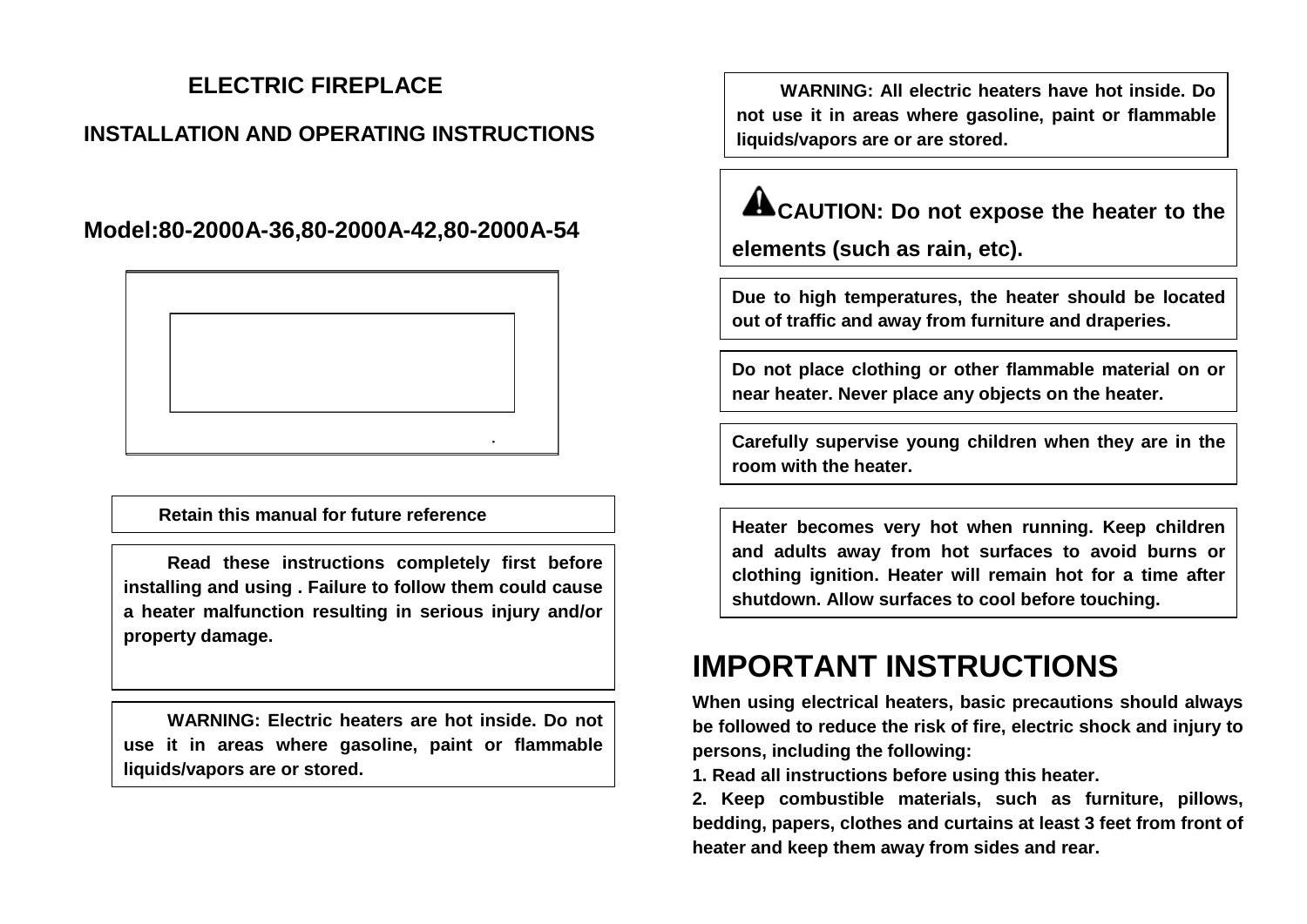# ELECTRIC FIREPLACE

## INSTALLATION AND OPERATING INSTRUCTIONS

## Model:80-2000A-36,80-2000A-42,80-2000A-54

**Retain this manual for future reference**

**Read these instructions completely first before installing and using . Failure to follow them could cause a heater malfunction resulting in serious injury and/or property damage.**

**WARNING: Electric heaters are hot inside. Do not use it in areas where gasoline, paint or flammable liquids/vapors are or stored.**

**WARNING: All electric heaters have hot inside. Do not use it in areas where gasoline, paint or flammable liquids/vapors are or are stored.**

**⚠CAUTION: Do not expose the heater to the elements (such as rain, etc).**

**Due to high temperatures, the heater should be located out of traffic and away from furniture and draperies.**

**Do not place clothing or other flammable material on or near heater. Never place any objects on the heater.**

**Carefully supervise young children when they are in the room with the heater.**

**Heater becomes very hot when running. Keep children and adults away from hot surfaces to avoid burns or clothing ignition. Heater will remain hot for a time after shutdown. Allow surfaces to cool before touching.**

# IMPORTANT INSTRUCTIONS

**When using electrical heaters, basic precautions should always be followed to reduce the risk of fire, electric shock and injury to persons, including the following:**

**1. Read all instructions before using this heater.**

**2. Keep combustible materials, such as furniture, pillows, bedding, papers, clothes and curtains at least 3 feet from front of heater and keep them away from sides and rear.**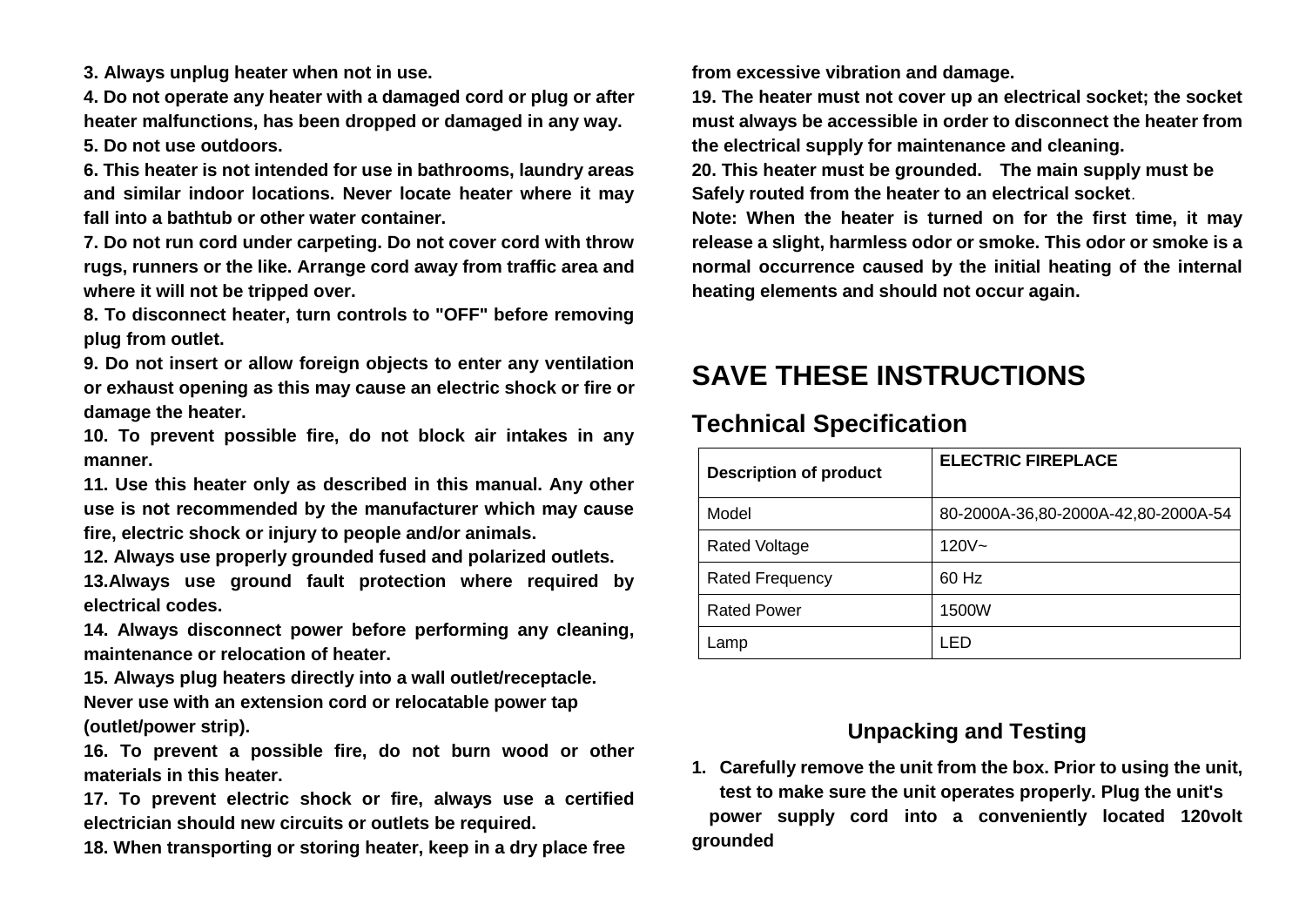**3. Always unplug heater when not in use.**

**4. Do not operate any heater with a damaged cord or plug or after heater malfunctions, has been dropped or damaged in any way.**

**5. Do not use outdoors.**

**6. This heater is not intended for use in bathrooms, laundry areas and similar indoor locations. Never locate heater where it may fall into a bathtub or other water container.**

**7. Do not run cord under carpeting. Do not cover cord with throw rugs, runners or the like. Arrange cord away from traffic area and where it will not be tripped over.**

**8. To disconnect heater, turn controls to "OFF" before removing plug from outlet.**

**9. Do not insert or allow foreign objects to enter any ventilation or exhaust opening as this may cause an electric shock or fire or damage the heater.**

**10. To prevent possible fire, do not block air intakes in any manner.**

**11. Use this heater only as described in this manual. Any other use is not recommended by the manufacturer which may cause fire, electric shock or injury to people and/or animals.**

**12. Always use properly grounded fused and polarized outlets.**

**13.Always use ground fault protection where required by electrical codes.**

**14. Always disconnect power before performing any cleaning, maintenance or relocation of heater.**

**15. Always plug heaters directly into a wall outlet/receptacle. Never use with an extension cord or relocatable power tap (outlet/power strip).**

**16. To prevent a possible fire, do not burn wood or other materials in this heater.**

**17. To prevent electric shock or fire, always use a certified electrician should new circuits or outlets be required.**

**18. When transporting or storing heater, keep in a dry place free from excessive vibration and damage.**

**19. The heater must not cover up an electrical socket; the socket must always be accessible in order to disconnect the heater from the electrical supply for maintenance and cleaning.**

**20. This heater must be grounded. The main supply must be Safely routed from the heater to an electrical socket.**

**Note: When the heater is turned on for the first time, it may release a slight, harmless odor or smoke. This odor or smoke is a normal occurrence caused by the initial heating of the internal heating elements and should not occur again.**

# SAVE THESE INSTRUCTIONS

## Technical Specification

| **Description of product** | **ELECTRIC FIREPLACE** |
|---|---|
| Model | 80-2000A-36,80-2000A-42,80-2000A-54 |
| Rated Voltage | 120V~ |
| Rated Frequency | 60 Hz |
| Rated Power | 1500W |
| Lamp | LED |

### Unpacking and Testing

1. **Carefully remove the unit from the box. Prior to using the unit, test to make sure the unit operates properly. Plug the unit's power supply cord into a conveniently located 120volt grounded**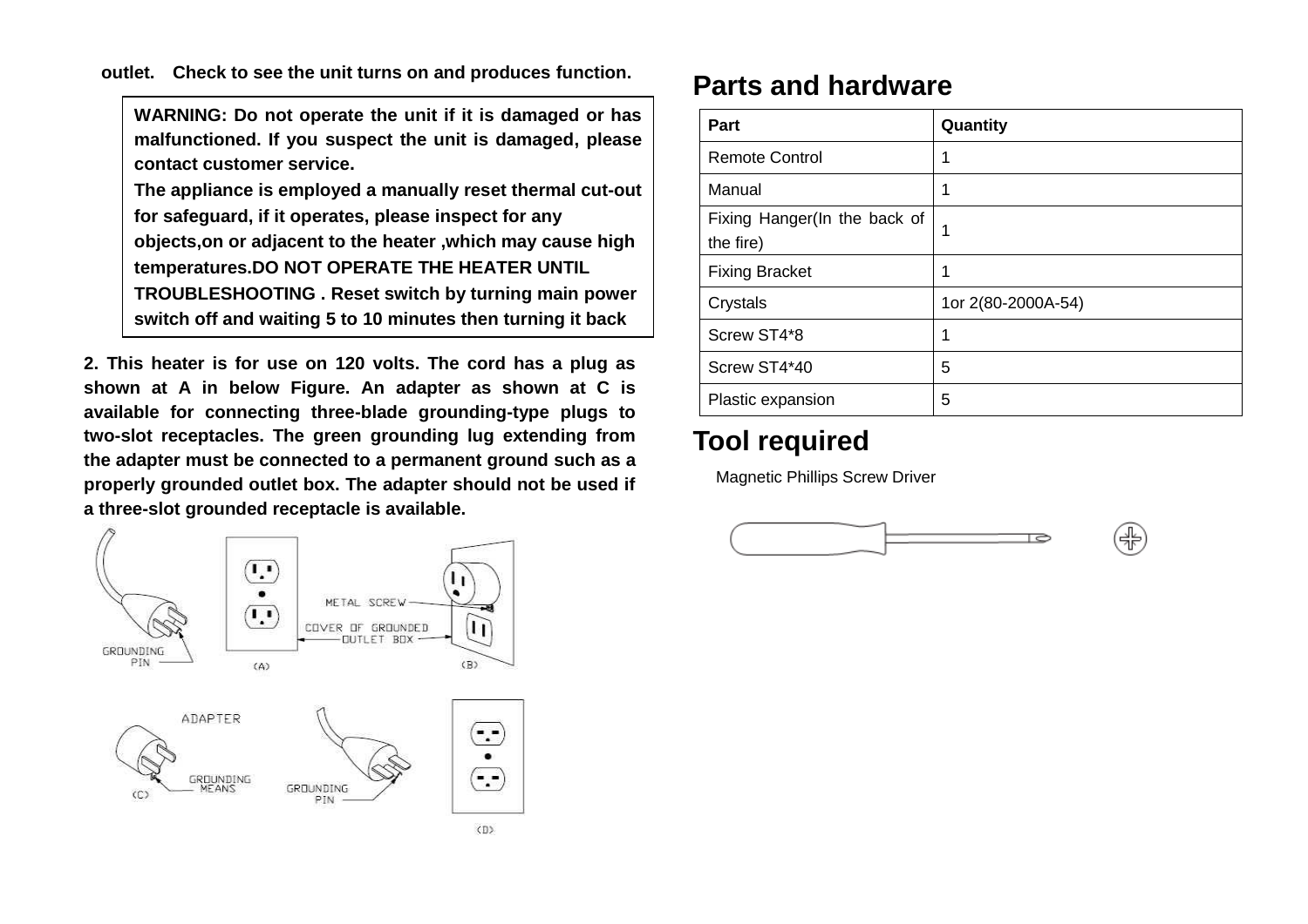**outlet. Check to see the unit turns on and produces function.**

> **WARNING: Do not operate the unit if it is damaged or has malfunctioned. If you suspect the unit is damaged, please contact customer service.**
> **The appliance is employed a manually reset thermal cut-out for safeguard, if it operates, please inspect for any objects,on or adjacent to the heater ,which may cause high temperatures.DO NOT OPERATE THE HEATER UNTIL TROUBLESHOOTING . Reset switch by turning main power switch off and waiting 5 to 10 minutes then turning it back**

**2. This heater is for use on 120 volts. The cord has a plug as shown at A in below Figure. An adapter as shown at C is available for connecting three-blade grounding-type plugs to two-slot receptacles. The green grounding lug extending from the adapter must be connected to a permanent ground such as a properly grounded outlet box. The adapter should not be used if a three-slot grounded receptacle is available.**

GROUNDING PIN (A) METAL SCREW COVER OF GROUNDED OUTLET BOX (B)

ADAPTER GROUNDING MEANS (C) GROUNDING PIN (D)

## Parts and hardware

| Part | Quantity |
|---|---|
| Remote Control | 1 |
| Manual | 1 |
| Fixing Hanger(In the back of the fire) | 1 |
| Fixing Bracket | 1 |
| Crystals | 1or 2(80-2000A-54) |
| Screw ST4*8 | 1 |
| Screw ST4*40 | 5 |
| Plastic expansion | 5 |

## Tool required

Magnetic Phillips Screw Driver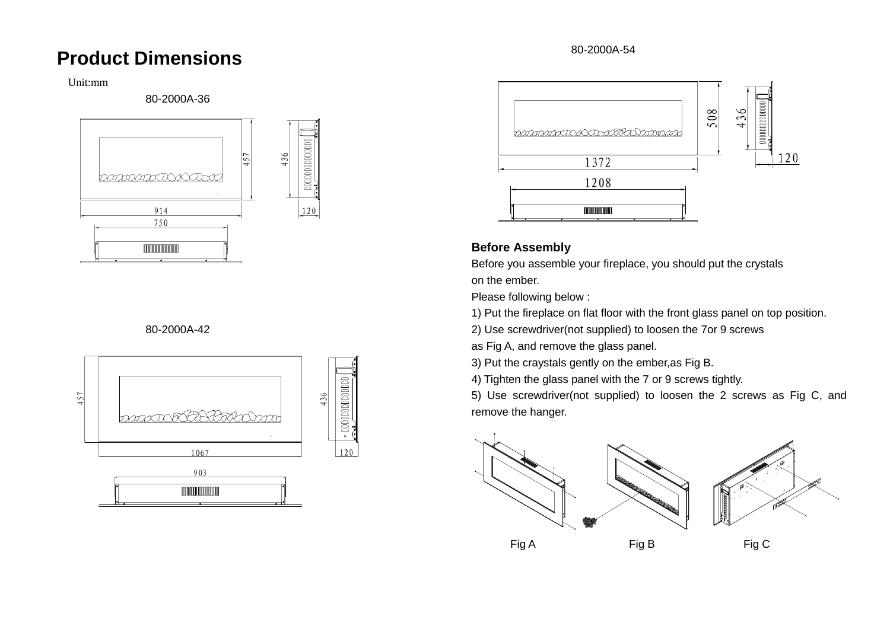# Product Dimensions

Unit:mm

80-2000A-36

914

750

457

436

120

80-2000A-42

1067

903

457

436

120

80-2000A-54

1372

1208

508

436

120

## Before Assembly

Before you assemble your fireplace, you should put the crystals on the ember.

Please following below :

1) Put the fireplace on flat floor with the front glass panel on top position.
2) Use screwdriver(not supplied) to loosen the 7or 9 screws as Fig A, and remove the glass panel.
3) Put the craystals gently on the ember,as Fig B.
4) Tighten the glass panel with the 7 or 9 screws tightly.
5) Use screwdriver(not supplied) to loosen the 2 screws as Fig C, and remove the hanger.

Fig A

Fig B

Fig C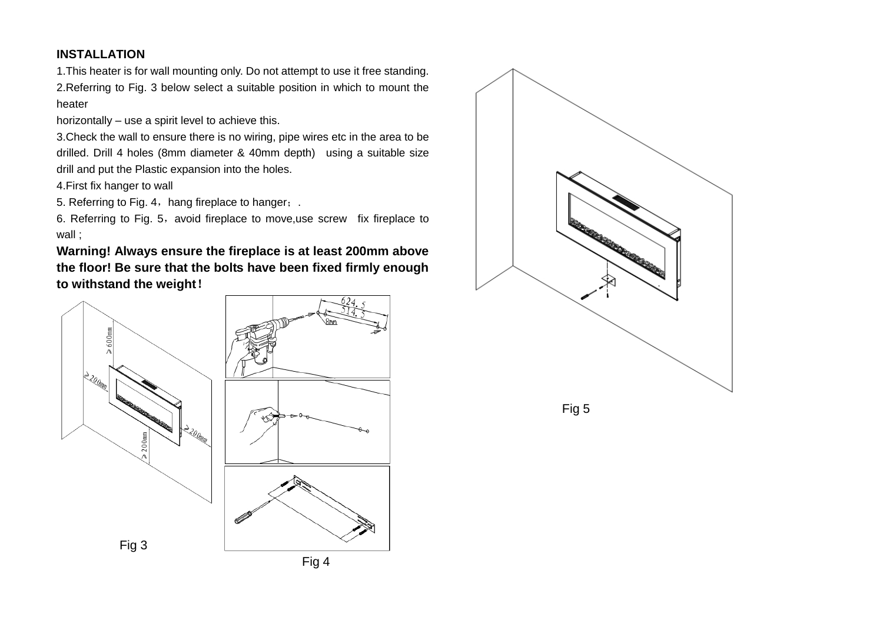**INSTALLATION**

1.This heater is for wall mounting only. Do not attempt to use it free standing.

2.Referring to Fig. 3 below select a suitable position in which to mount the heater

horizontally – use a spirit level to achieve this.

3.Check the wall to ensure there is no wiring, pipe wires etc in the area to be drilled. Drill 4 holes (8mm diameter & 40mm depth) using a suitable size drill and put the Plastic expansion into the holes.

4.First fix hanger to wall

5. Referring to Fig. 4，hang fireplace to hanger；.

6. Referring to Fig. 5，avoid fireplace to move,use screw fix fireplace to wall ;

**Warning! Always ensure the fireplace is at least 200mm above the floor! Be sure that the bolts have been fixed firmly enough to withstand the weight！**

Fig 3

Fig 4

Fig 5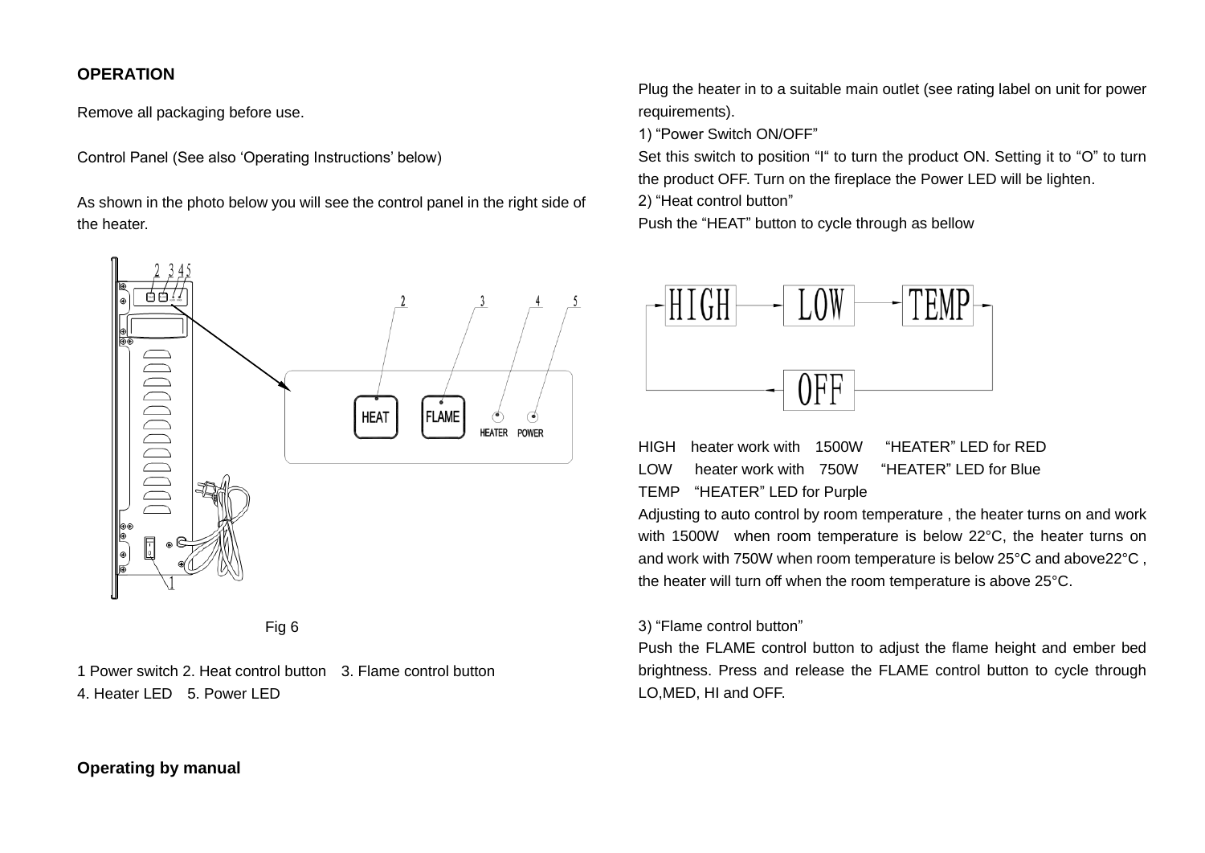**OPERATION**

Remove all packaging before use.

Control Panel (See also 'Operating Instructions' below)

As shown in the photo below you will see the control panel in the right side of the heater.

Fig 6

1 Power switch 2. Heat control button 3. Flame control button
4. Heater LED 5. Power LED

**Operating by manual**

Plug the heater in to a suitable main outlet (see rating label on unit for power requirements).

1) "Power Switch ON/OFF"

Set this switch to position "I" to turn the product ON. Setting it to "O" to turn the product OFF. Turn on the fireplace the Power LED will be lighten.

2) "Heat control button"

Push the "HEAT" button to cycle through as bellow

HIGH → LOW → TEMP → OFF → HIGH

HIGH heater work with 1500W "HEATER" LED for RED
LOW heater work with 750W "HEATER" LED for Blue
TEMP "HEATER" LED for Purple

Adjusting to auto control by room temperature , the heater turns on and work with 1500W when room temperature is below 22°C, the heater turns on and work with 750W when room temperature is below 25°C and above22°C , the heater will turn off when the room temperature is above 25°C.

3) "Flame control button"

Push the FLAME control button to adjust the flame height and ember bed brightness. Press and release the FLAME control button to cycle through LO,MED, HI and OFF.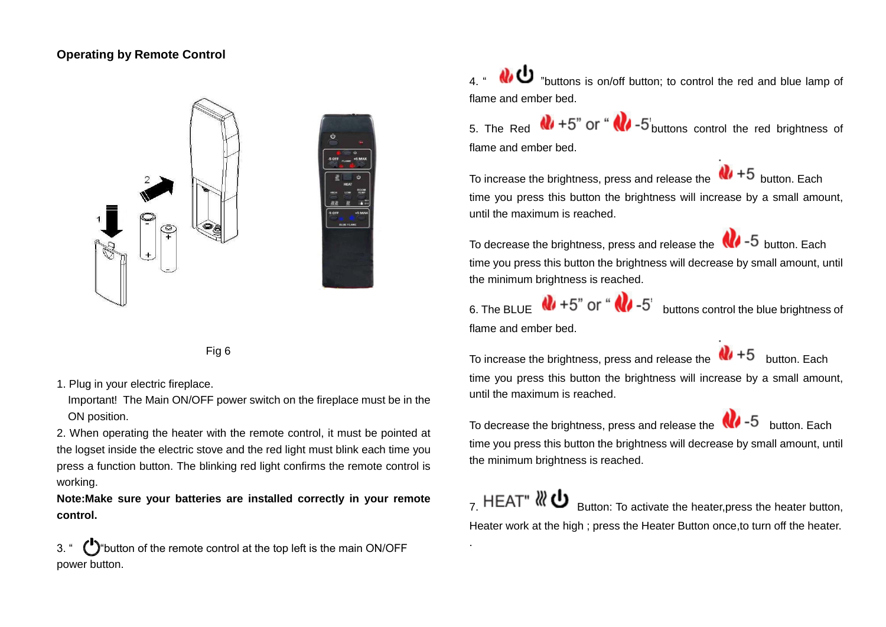**Operating by Remote Control**

Fig 6

1. Plug in your electric fireplace.
   Important! The Main ON/OFF power switch on the fireplace must be in the ON position.
2. When operating the heater with the remote control, it must be pointed at the logset inside the electric stove and the red light must blink each time you press a function button. The blinking red light confirms the remote control is working.

**Note:Make sure your batteries are installed correctly in your remote control.**

3. " "button of the remote control at the top left is the main ON/OFF power button.

4. " "buttons is on/off button; to control the red and blue lamp of flame and ember bed.

5. The Red +5" or " -5'buttons control the red brightness of flame and ember bed.

To increase the brightness, press and release the +5 button. Each time you press this button the brightness will increase by a small amount, until the maximum is reached.

To decrease the brightness, press and release the -5 button. Each time you press this button the brightness will decrease by small amount, until the minimum brightness is reached.

6. The BLUE +5" or " -5' buttons control the blue brightness of flame and ember bed.

To increase the brightness, press and release the +5 button. Each time you press this button the brightness will increase by a small amount, until the maximum is reached.

To decrease the brightness, press and release the -5 button. Each time you press this button the brightness will decrease by small amount, until the minimum brightness is reached.

7. HEAT" Button: To activate the heater,press the heater button, Heater work at the high ; press the Heater Button once,to turn off the heater.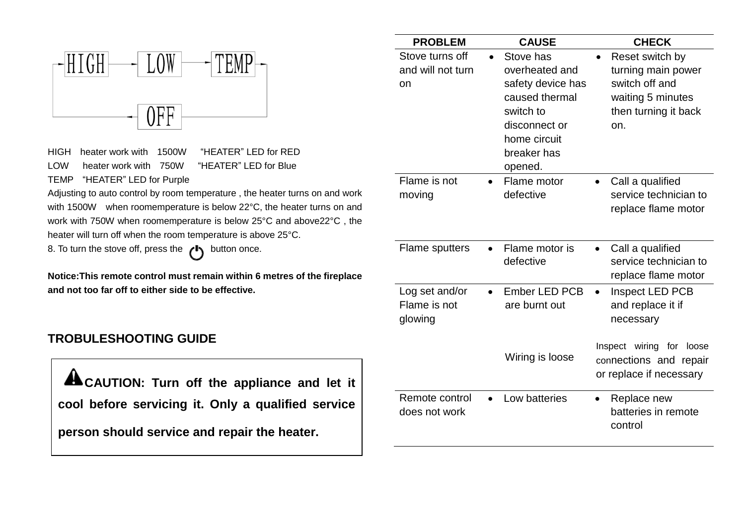HIGH → LOW → TEMP → OFF

HIGH heater work with 1500W "HEATER" LED for RED
LOW heater work with 750W "HEATER" LED for Blue
TEMP "HEATER" LED for Purple
Adjusting to auto control by room temperature , the heater turns on and work with 1500W when roomemperature is below 22°C, the heater turns on and work with 750W when roomemperature is below 25°C and above22°C , the heater will turn off when the room temperature is above 25°C.
8. To turn the stove off, press the ⏻ button once.

**Notice:This remote control must remain within 6 metres of the fireplace and not too far off to either side to be effective.**

## TROBULESHOOTING GUIDE

> ⚠ **CAUTION: Turn off the appliance and let it cool before servicing it. Only a qualified service person should service and repair the heater.**

| PROBLEM | CAUSE | CHECK |
|---|---|---|
| Stove turns off and will not turn on | • Stove has overheated and safety device has caused thermal switch to disconnect or home circuit breaker has opened. | • Reset switch by turning main power switch off and waiting 5 minutes then turning it back on. |
| Flame is not moving | • Flame motor defective | • Call a qualified service technician to replace flame motor |
| Flame sputters | • Flame motor is defective | • Call a qualified service technician to replace flame motor |
| Log set and/or Flame is not glowing | • Ember LED PCB are burnt out | • Inspect LED PCB and replace it if necessary |
| | Wiring is loose | Inspect wiring for loose connections and repair or replace if necessary |
| Remote control does not work | • Low batteries | • Replace new batteries in remote control |